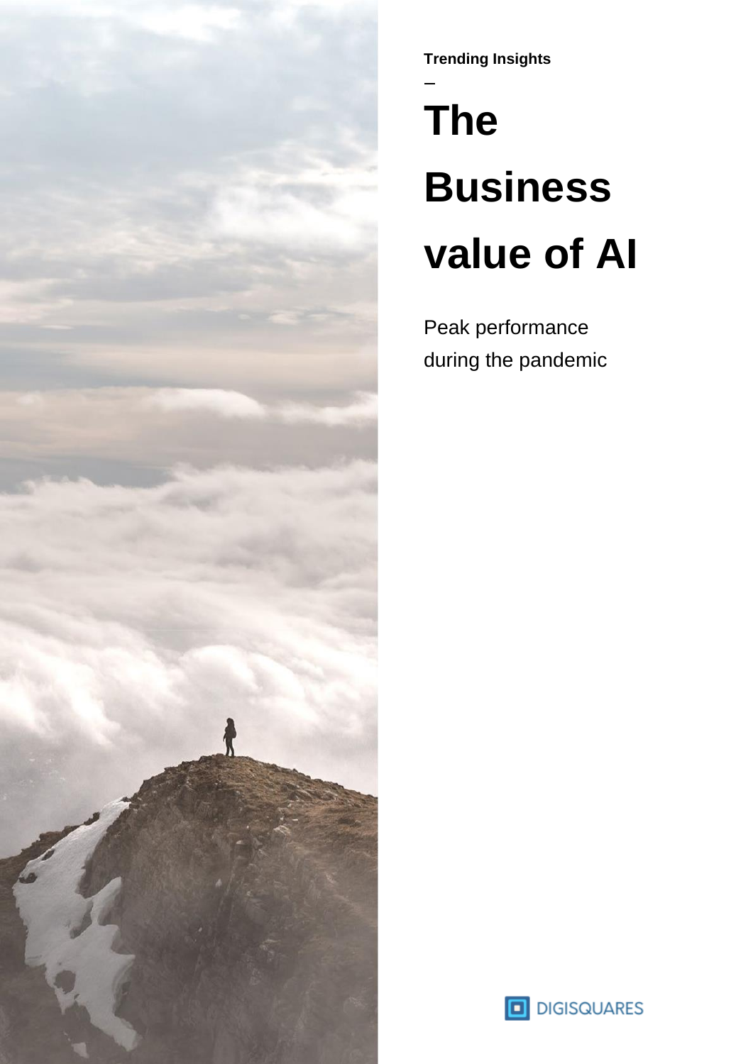**Trending Insights**

–

# The Business value of AI

Peak performance during the pandemic

DIGISQUARES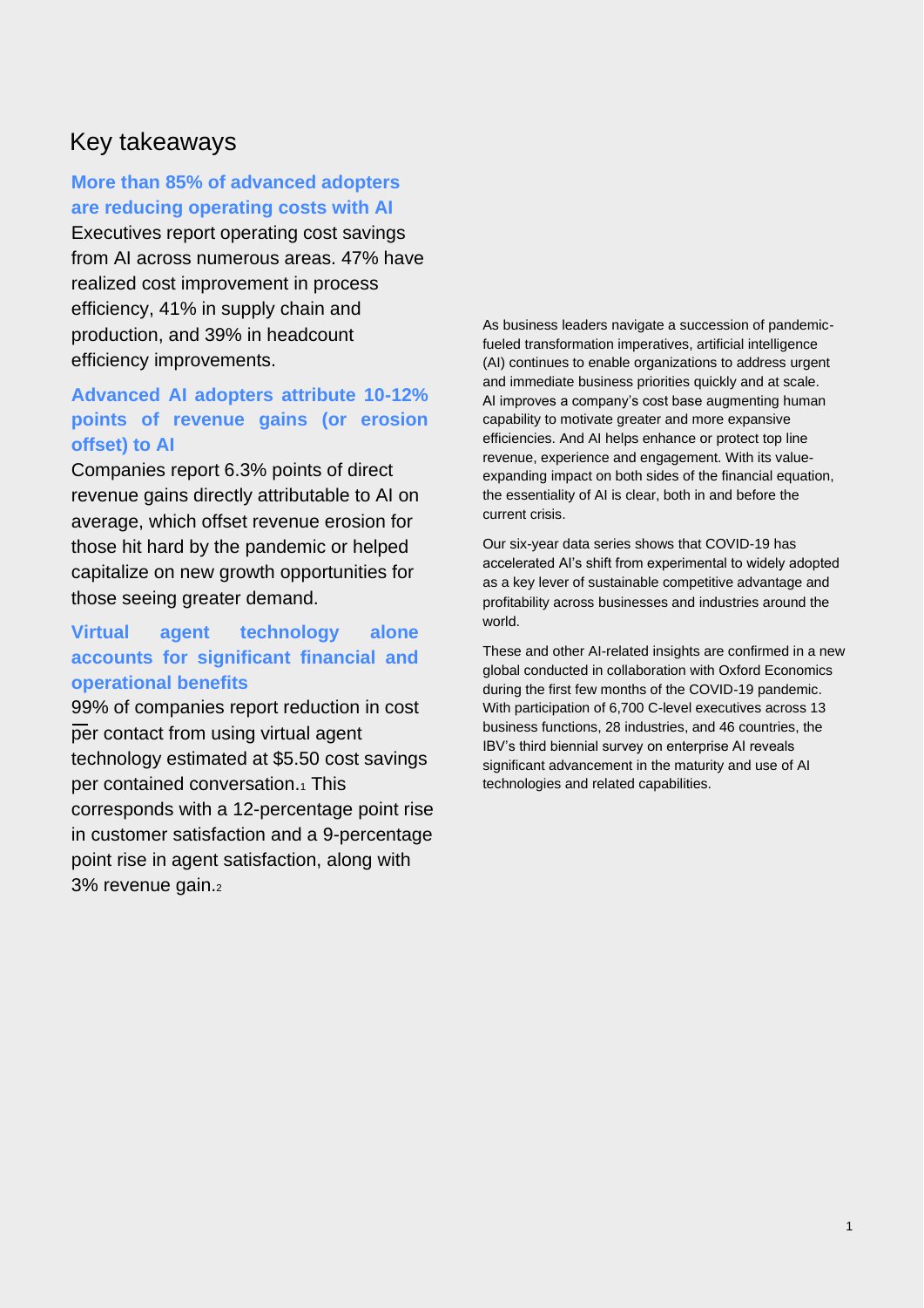## Key takeaways

### More than 85% of advanced adopters are reducing operating costs with AI

Executives report operating cost savings from AI across numerous areas. 47% have realized cost improvement in process efficiency, 41% in supply chain and production, and 39% in headcount efficiency improvements.

### Advanced AI adopters attribute 10-12% points of revenue gains (or erosion offset) to AI

Companies report 6.3% points of direct revenue gains directly attributable to AI on average, which offset revenue erosion for those hit hard by the pandemic or helped capitalize on new growth opportunities for those seeing greater demand.

### Virtual agent technology alone accounts for significant financial and operational benefits

99% of companies report reduction in cost per contact from using virtual agent technology estimated at $5.50 cost savings per contained conversation.[1] This corresponds with a 12-percentage point rise in customer satisfaction and a 9-percentage point rise in agent satisfaction, along with 3% revenue gain.[2]

As business leaders navigate a succession of pandemic-fueled transformation imperatives, artificial intelligence (AI) continues to enable organizations to address urgent and immediate business priorities quickly and at scale. AI improves a company's cost base augmenting human capability to motivate greater and more expansive efficiencies. And AI helps enhance or protect top line revenue, experience and engagement. With its value-expanding impact on both sides of the financial equation, the essentiality of AI is clear, both in and before the current crisis.

Our six-year data series shows that COVID-19 has accelerated AI's shift from experimental to widely adopted as a key lever of sustainable competitive advantage and profitability across businesses and industries around the world.

These and other AI-related insights are confirmed in a new global conducted in collaboration with Oxford Economics during the first few months of the COVID-19 pandemic. With participation of 6,700 C-level executives across 13 business functions, 28 industries, and 46 countries, the IBV's third biennial survey on enterprise AI reveals significant advancement in the maturity and use of AI technologies and related capabilities.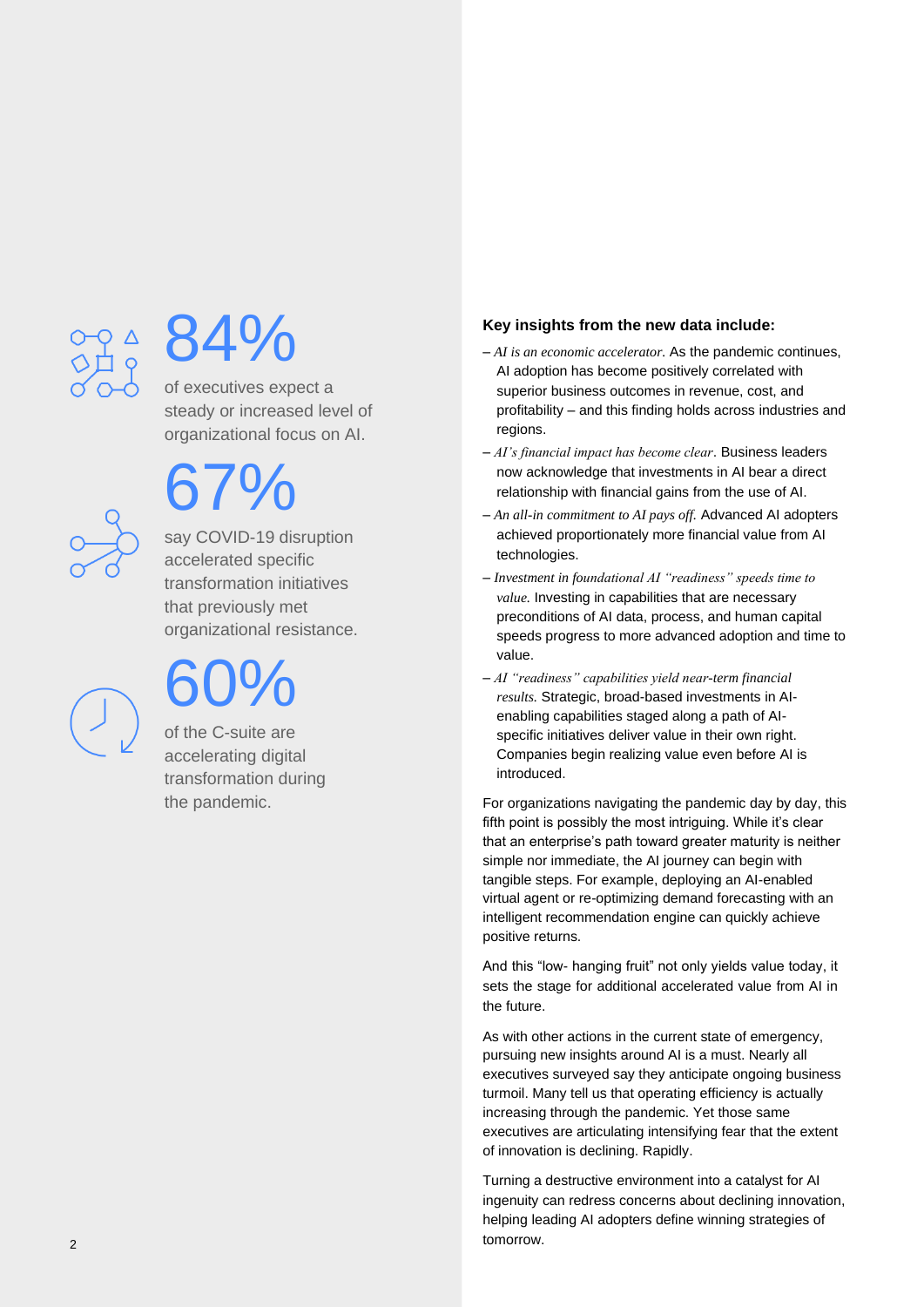84%

of executives expect a steady or increased level of organizational focus on AI.

67%

say COVID-19 disruption accelerated specific transformation initiatives that previously met organizational resistance.

60%

of the C-suite are accelerating digital transformation during the pandemic.

**Key insights from the new data include:**

– *AI is an economic accelerator*. As the pandemic continues, AI adoption has become positively correlated with superior business outcomes in revenue, cost, and profitability – and this finding holds across industries and regions.

– *AI's financial impact has become clear*. Business leaders now acknowledge that investments in AI bear a direct relationship with financial gains from the use of AI.

– *An all-in commitment to AI pays off.* Advanced AI adopters achieved proportionately more financial value from AI technologies.

– *Investment in foundational AI "readiness" speeds time to value.* Investing in capabilities that are necessary preconditions of AI data, process, and human capital speeds progress to more advanced adoption and time to value.

– *AI "readiness" capabilities yield near-term financial results.* Strategic, broad-based investments in AI-enabling capabilities staged along a path of AI-specific initiatives deliver value in their own right. Companies begin realizing value even before AI is introduced.

For organizations navigating the pandemic day by day, this fifth point is possibly the most intriguing. While it's clear that an enterprise's path toward greater maturity is neither simple nor immediate, the AI journey can begin with tangible steps. For example, deploying an AI-enabled virtual agent or re-optimizing demand forecasting with an intelligent recommendation engine can quickly achieve positive returns.

And this "low- hanging fruit" not only yields value today, it sets the stage for additional accelerated value from AI in the future.

As with other actions in the current state of emergency, pursuing new insights around AI is a must. Nearly all executives surveyed say they anticipate ongoing business turmoil. Many tell us that operating efficiency is actually increasing through the pandemic. Yet those same executives are articulating intensifying fear that the extent of innovation is declining. Rapidly.

Turning a destructive environment into a catalyst for AI ingenuity can redress concerns about declining innovation, helping leading AI adopters define winning strategies of tomorrow.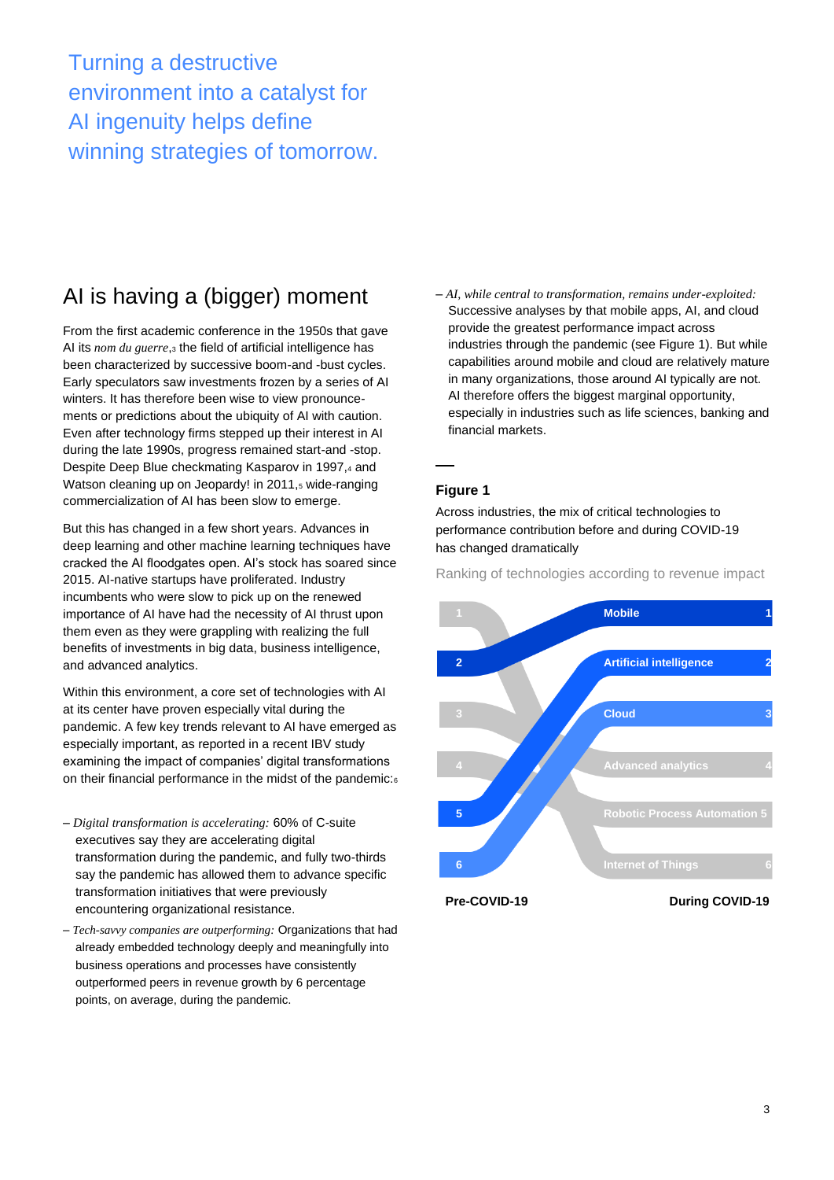Turning a destructive environment into a catalyst for AI ingenuity helps define winning strategies of tomorrow.

## AI is having a (bigger) moment

From the first academic conference in the 1950s that gave AI its *nom du guerre*,[3] the field of artificial intelligence has been characterized by successive boom-and -bust cycles. Early speculators saw investments frozen by a series of AI winters. It has therefore been wise to view pronouncements or predictions about the ubiquity of AI with caution. Even after technology firms stepped up their interest in AI during the late 1990s, progress remained start-and -stop. Despite Deep Blue checkmating Kasparov in 1997,[4] and Watson cleaning up on Jeopardy! in 2011,[5] wide-ranging commercialization of AI has been slow to emerge.

But this has changed in a few short years. Advances in deep learning and other machine learning techniques have cracked the AI floodgates open. AI's stock has soared since 2015. AI-native startups have proliferated. Industry incumbents who were slow to pick up on the renewed importance of AI have had the necessity of AI thrust upon them even as they were grappling with realizing the full benefits of investments in big data, business intelligence, and advanced analytics.

Within this environment, a core set of technologies with AI at its center have proven especially vital during the pandemic. A few key trends relevant to AI have emerged as especially important, as reported in a recent IBV study examining the impact of companies' digital transformations on their financial performance in the midst of the pandemic:[6]

- *Digital transformation is accelerating:* 60% of C-suite executives say they are accelerating digital transformation during the pandemic, and fully two-thirds say the pandemic has allowed them to advance specific transformation initiatives that were previously encountering organizational resistance.
- *Tech-savvy companies are outperforming:* Organizations that had already embedded technology deeply and meaningfully into business operations and processes have consistently outperformed peers in revenue growth by 6 percentage points, on average, during the pandemic.
- *AI, while central to transformation, remains under-exploited:* Successive analyses by that mobile apps, AI, and cloud provide the greatest performance impact across industries through the pandemic (see Figure 1). But while capabilities around mobile and cloud are relatively mature in many organizations, those around AI typically are not. AI therefore offers the biggest marginal opportunity, especially in industries such as life sciences, banking and financial markets.

**Figure 1**

Across industries, the mix of critical technologies to performance contribution before and during COVID-19 has changed dramatically

Ranking of technologies according to revenue impact

1
2
3
4
5
6

Mobile 1
Artificial intelligence 2
Cloud 3
Advanced analytics 4
Robotic Process Automation 5
Internet of Things 6

Pre-COVID-19

During COVID-19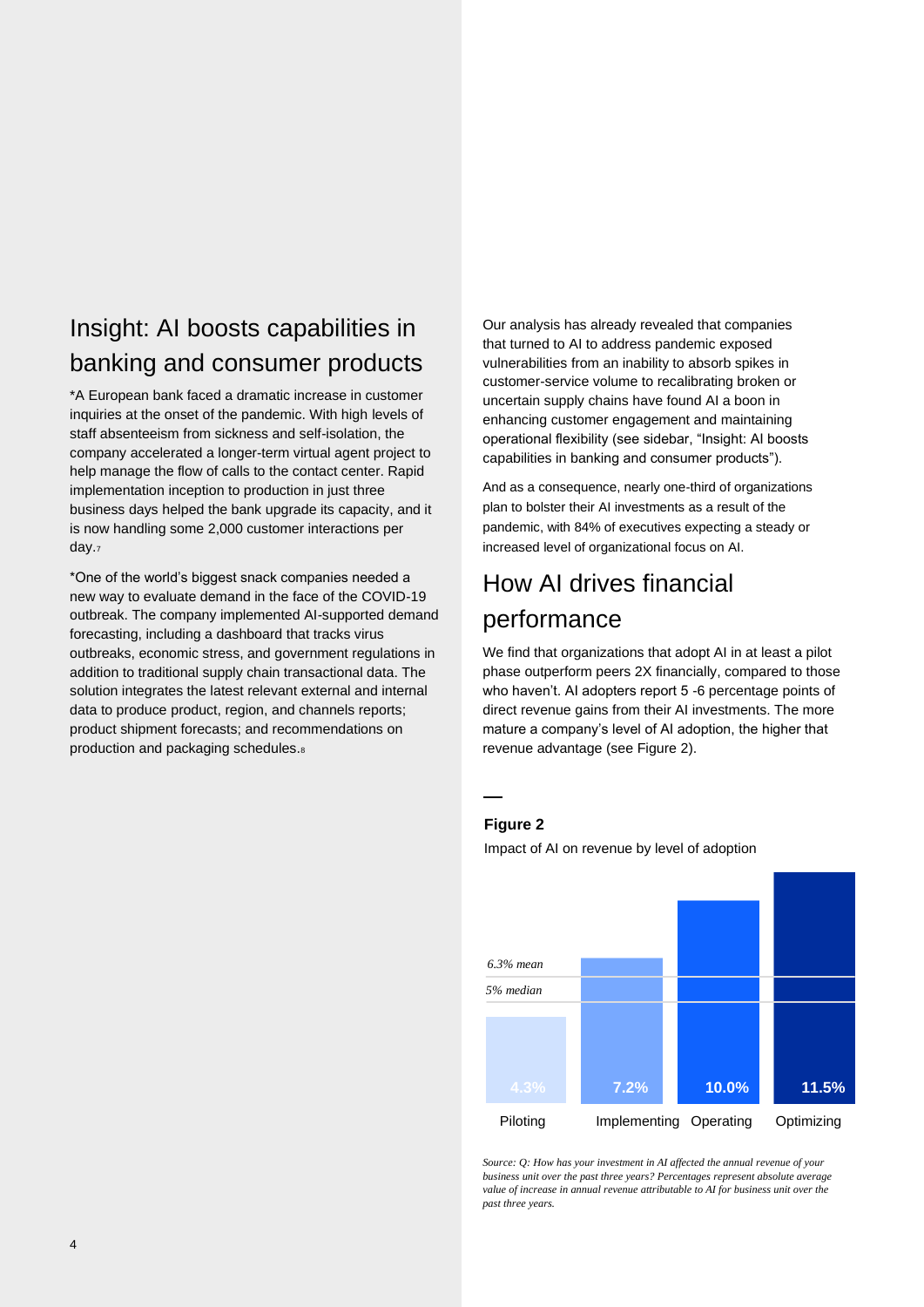## Insight: AI boosts capabilities in banking and consumer products

*A European bank faced a dramatic increase in customer inquiries at the onset of the pandemic. With high levels of staff absenteeism from sickness and self-isolation, the company accelerated a longer-term virtual agent project to help manage the flow of calls to the contact center. Rapid implementation inception to production in just three business days helped the bank upgrade its capacity, and it is now handling some 2,000 customer interactions per day.[7]

*One of the world's biggest snack companies needed a new way to evaluate demand in the face of the COVID-19 outbreak. The company implemented AI-supported demand forecasting, including a dashboard that tracks virus outbreaks, economic stress, and government regulations in addition to traditional supply chain transactional data. The solution integrates the latest relevant external and internal data to produce product, region, and channels reports; product shipment forecasts; and recommendations on production and packaging schedules.[8]

Our analysis has already revealed that companies that turned to AI to address pandemic exposed vulnerabilities from an inability to absorb spikes in customer-service volume to recalibrating broken or uncertain supply chains have found AI a boon in enhancing customer engagement and maintaining operational flexibility (see sidebar, "Insight: AI boosts capabilities in banking and consumer products").

And as a consequence, nearly one-third of organizations plan to bolster their AI investments as a result of the pandemic, with 84% of executives expecting a steady or increased level of organizational focus on AI.

## How AI drives financial performance

We find that organizations that adopt AI in at least a pilot phase outperform peers 2X financially, compared to those who haven't. AI adopters report 5 -6 percentage points of direct revenue gains from their AI investments. The more mature a company's level of AI adoption, the higher that revenue advantage (see Figure 2).

**Figure 2**

Impact of AI on revenue by level of adoption

*6.3% mean*
*5% median*

4.3%
7.2%
10.0%
11.5%

Piloting
Implementing
Operating
Optimizing

*Source: Q: How has your investment in AI affected the annual revenue of your business unit over the past three years? Percentages represent absolute average value of increase in annual revenue attributable to AI for business unit over the past three years.*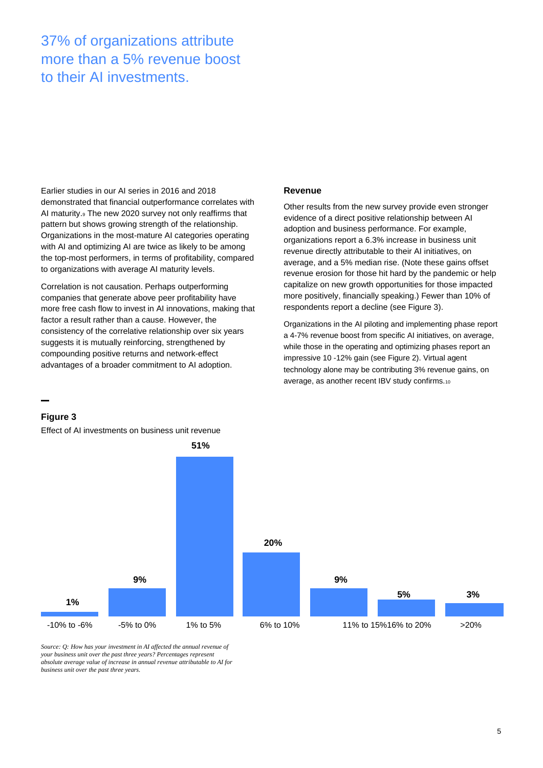# 37% of organizations attribute more than a 5% revenue boost to their AI investments.

Earlier studies in our AI series in 2016 and 2018 demonstrated that financial outperformance correlates with AI maturity.[9] The new 2020 survey not only reaffirms that pattern but shows growing strength of the relationship. Organizations in the most-mature AI categories operating with AI and optimizing AI are twice as likely to be among the top-most performers, in terms of profitability, compared to organizations with average AI maturity levels.

Correlation is not causation. Perhaps outperforming companies that generate above peer profitability have more free cash flow to invest in AI innovations, making that factor a result rather than a cause. However, the consistency of the correlative relationship over six years suggests it is mutually reinforcing, strengthened by compounding positive returns and network-effect advantages of a broader commitment to AI adoption.

## Revenue

Other results from the new survey provide even stronger evidence of a direct positive relationship between AI adoption and business performance. For example, organizations report a 6.3% increase in business unit revenue directly attributable to their AI initiatives, on average, and a 5% median rise. (Note these gains offset revenue erosion for those hit hard by the pandemic or help capitalize on new growth opportunities for those impacted more positively, financially speaking.) Fewer than 10% of respondents report a decline (see Figure 3).

Organizations in the AI piloting and implementing phase report a 4-7% revenue boost from specific AI initiatives, on average, while those in the operating and optimizing phases report an impressive 10 -12% gain (see Figure 2). Virtual agent technology alone may be contributing 3% revenue gains, on average, as another recent IBV study confirms.[10]

**Figure 3**

Effect of AI investments on business unit revenue

1%
-10% to -6%

9%
-5% to 0%

51%
1% to 5%

20%
6% to 10%

9%
11% to 15%

5%
16% to 20%

3%
>20%

*Source: Q: How has your investment in AI affected the annual revenue of your business unit over the past three years? Percentages represent absolute average value of increase in annual revenue attributable to AI for business unit over the past three years.*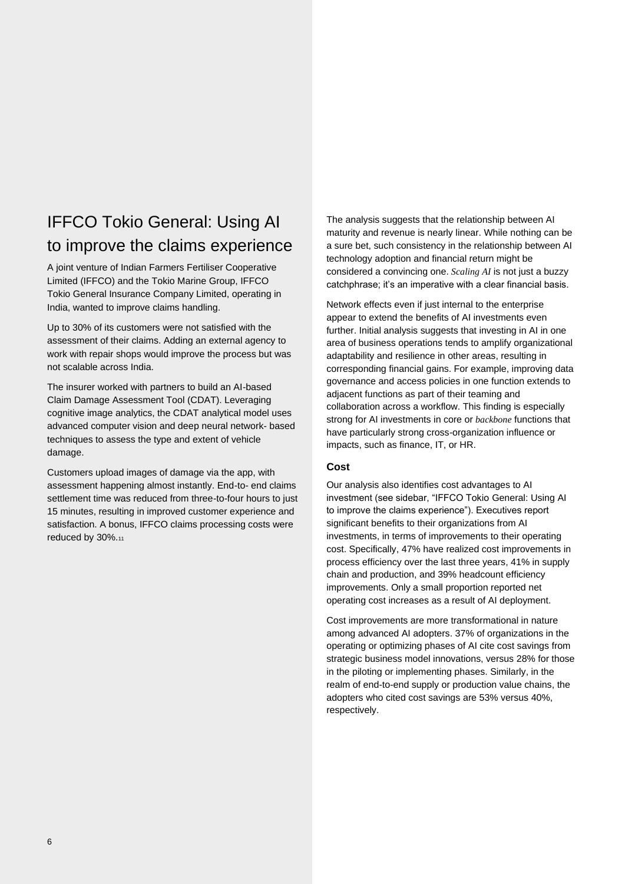## IFFCO Tokio General: Using AI to improve the claims experience

A joint venture of Indian Farmers Fertiliser Cooperative Limited (IFFCO) and the Tokio Marine Group, IFFCO Tokio General Insurance Company Limited, operating in India, wanted to improve claims handling.

Up to 30% of its customers were not satisfied with the assessment of their claims. Adding an external agency to work with repair shops would improve the process but was not scalable across India.

The insurer worked with partners to build an AI-based Claim Damage Assessment Tool (CDAT). Leveraging cognitive image analytics, the CDAT analytical model uses advanced computer vision and deep neural network- based techniques to assess the type and extent of vehicle damage.

Customers upload images of damage via the app, with assessment happening almost instantly. End-to- end claims settlement time was reduced from three-to-four hours to just 15 minutes, resulting in improved customer experience and satisfaction. A bonus, IFFCO claims processing costs were reduced by 30%.[11]

The analysis suggests that the relationship between AI maturity and revenue is nearly linear. While nothing can be a sure bet, such consistency in the relationship between AI technology adoption and financial return might be considered a convincing one. *Scaling AI* is not just a buzzy catchphrase; it's an imperative with a clear financial basis.

Network effects even if just internal to the enterprise appear to extend the benefits of AI investments even further. Initial analysis suggests that investing in AI in one area of business operations tends to amplify organizational adaptability and resilience in other areas, resulting in corresponding financial gains. For example, improving data governance and access policies in one function extends to adjacent functions as part of their teaming and collaboration across a workflow. This finding is especially strong for AI investments in core or *backbone* functions that have particularly strong cross-organization influence or impacts, such as finance, IT, or HR.

### Cost

Our analysis also identifies cost advantages to AI investment (see sidebar, "IFFCO Tokio General: Using AI to improve the claims experience"). Executives report significant benefits to their organizations from AI investments, in terms of improvements to their operating cost. Specifically, 47% have realized cost improvements in process efficiency over the last three years, 41% in supply chain and production, and 39% headcount efficiency improvements. Only a small proportion reported net operating cost increases as a result of AI deployment.

Cost improvements are more transformational in nature among advanced AI adopters. 37% of organizations in the operating or optimizing phases of AI cite cost savings from strategic business model innovations, versus 28% for those in the piloting or implementing phases. Similarly, in the realm of end-to-end supply or production value chains, the adopters who cited cost savings are 53% versus 40%, respectively.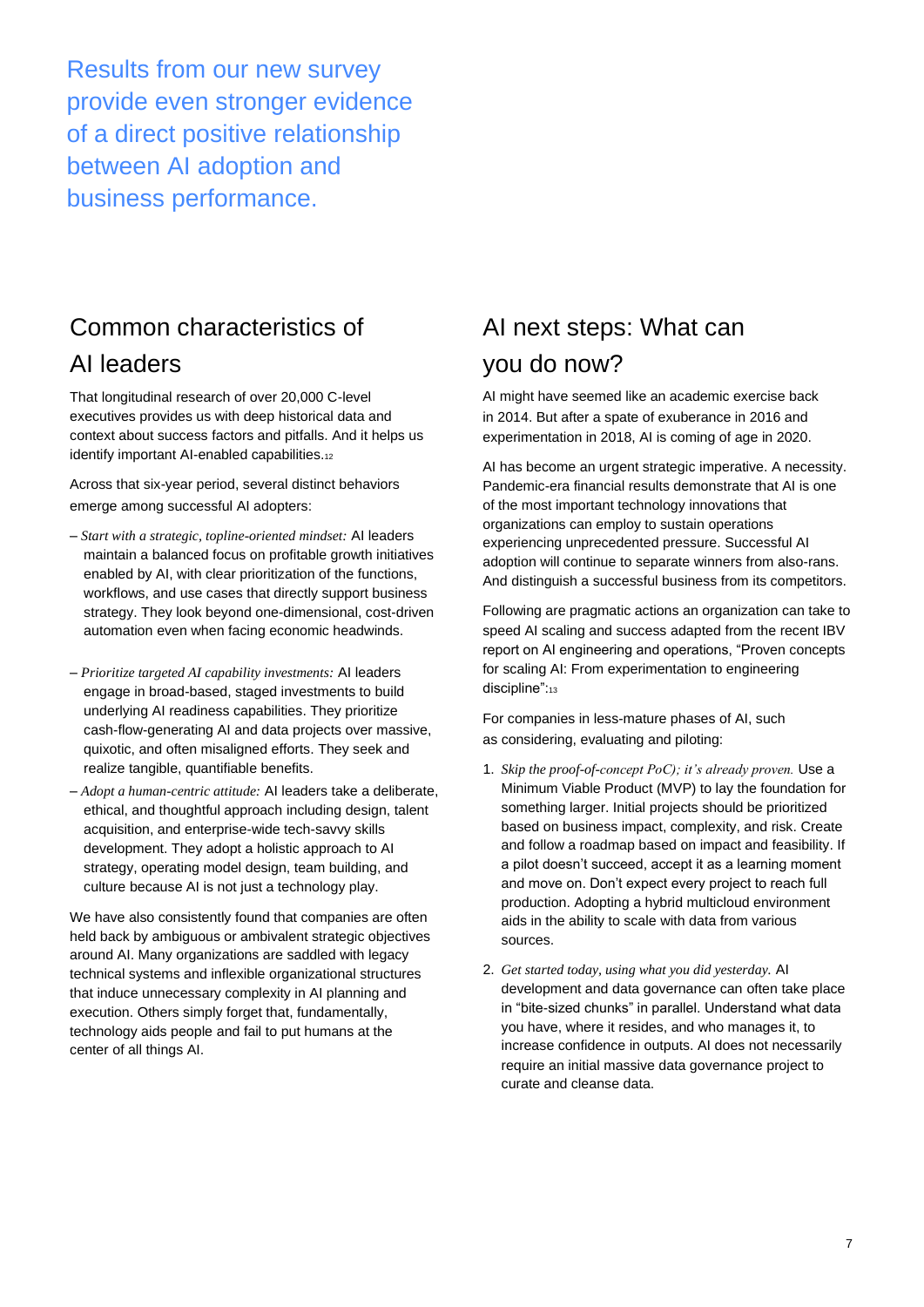Results from our new survey provide even stronger evidence of a direct positive relationship between AI adoption and business performance.

## Common characteristics of AI leaders

That longitudinal research of over 20,000 C-level executives provides us with deep historical data and context about success factors and pitfalls. And it helps us identify important AI-enabled capabilities.[12]

Across that six-year period, several distinct behaviors emerge among successful AI adopters:

– *Start with a strategic, topline-oriented mindset:* AI leaders maintain a balanced focus on profitable growth initiatives enabled by AI, with clear prioritization of the functions, workflows, and use cases that directly support business strategy. They look beyond one-dimensional, cost-driven automation even when facing economic headwinds.

– *Prioritize targeted AI capability investments:* AI leaders engage in broad-based, staged investments to build underlying AI readiness capabilities. They prioritize cash-flow-generating AI and data projects over massive, quixotic, and often misaligned efforts. They seek and realize tangible, quantifiable benefits.

– *Adopt a human-centric attitude:* AI leaders take a deliberate, ethical, and thoughtful approach including design, talent acquisition, and enterprise-wide tech-savvy skills development. They adopt a holistic approach to AI strategy, operating model design, team building, and culture because AI is not just a technology play.

We have also consistently found that companies are often held back by ambiguous or ambivalent strategic objectives around AI. Many organizations are saddled with legacy technical systems and inflexible organizational structures that induce unnecessary complexity in AI planning and execution. Others simply forget that, fundamentally, technology aids people and fail to put humans at the center of all things AI.

## AI next steps: What can you do now?

AI might have seemed like an academic exercise back in 2014. But after a spate of exuberance in 2016 and experimentation in 2018, AI is coming of age in 2020.

AI has become an urgent strategic imperative. A necessity. Pandemic-era financial results demonstrate that AI is one of the most important technology innovations that organizations can employ to sustain operations experiencing unprecedented pressure. Successful AI adoption will continue to separate winners from also-rans. And distinguish a successful business from its competitors.

Following are pragmatic actions an organization can take to speed AI scaling and success adapted from the recent IBV report on AI engineering and operations, "Proven concepts for scaling AI: From experimentation to engineering discipline":[13]

For companies in less-mature phases of AI, such as considering, evaluating and piloting:

1. *Skip the proof-of-concept PoC); it's already proven.* Use a Minimum Viable Product (MVP) to lay the foundation for something larger. Initial projects should be prioritized based on business impact, complexity, and risk. Create and follow a roadmap based on impact and feasibility. If a pilot doesn't succeed, accept it as a learning moment and move on. Don't expect every project to reach full production. Adopting a hybrid multicloud environment aids in the ability to scale with data from various sources.

2. *Get started today, using what you did yesterday.* AI development and data governance can often take place in "bite-sized chunks" in parallel. Understand what data you have, where it resides, and who manages it, to increase confidence in outputs. AI does not necessarily require an initial massive data governance project to curate and cleanse data.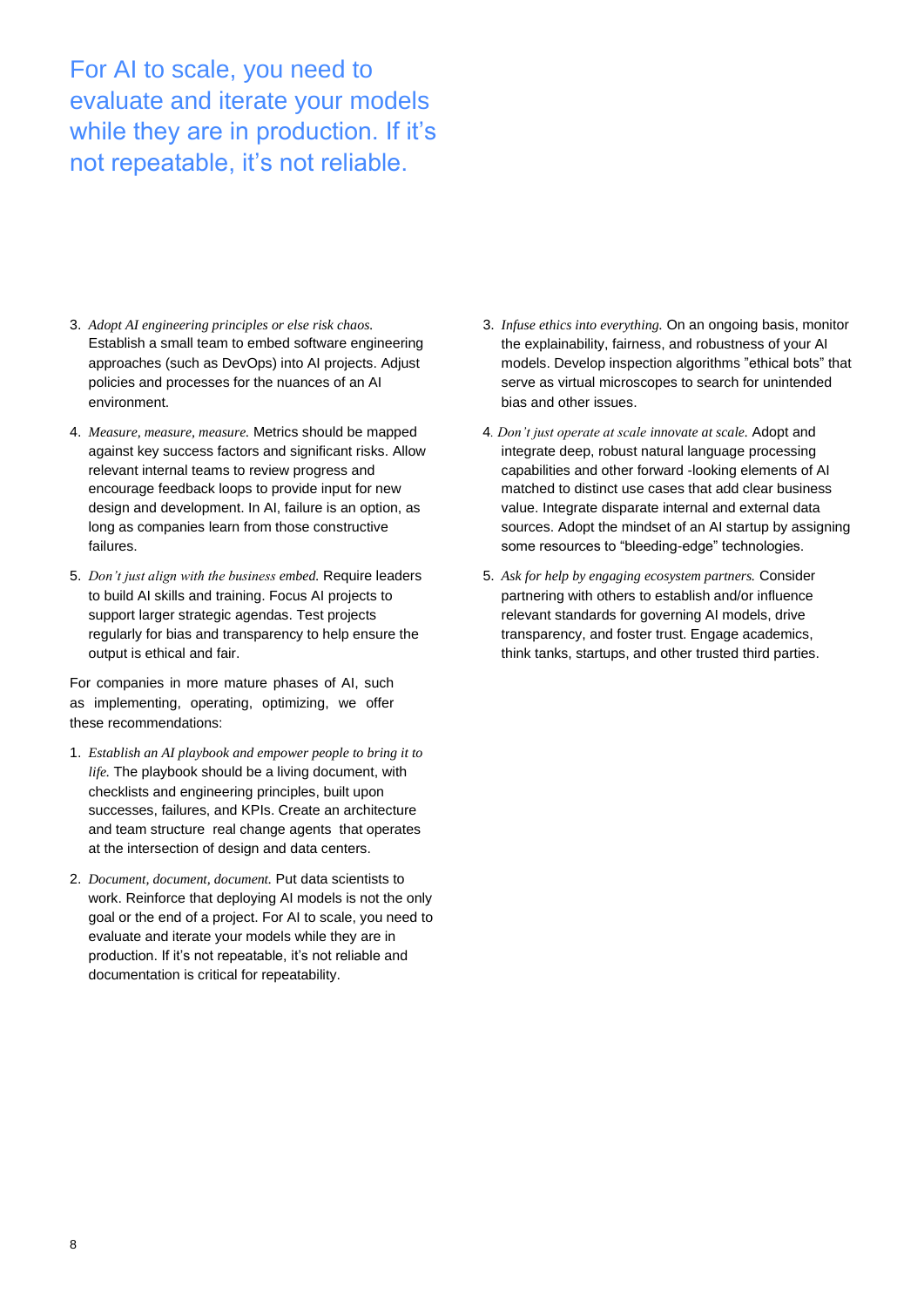For AI to scale, you need to evaluate and iterate your models while they are in production. If it's not repeatable, it's not reliable.

3. *Adopt AI engineering principles or else risk chaos.* Establish a small team to embed software engineering approaches (such as DevOps) into AI projects. Adjust policies and processes for the nuances of an AI environment.
4. *Measure, measure, measure.* Metrics should be mapped against key success factors and significant risks. Allow relevant internal teams to review progress and encourage feedback loops to provide input for new design and development. In AI, failure is an option, as long as companies learn from those constructive failures.
5. *Don't just align with the business embed.* Require leaders to build AI skills and training. Focus AI projects to support larger strategic agendas. Test projects regularly for bias and transparency to help ensure the output is ethical and fair.

For companies in more mature phases of AI, such as implementing, operating, optimizing, we offer these recommendations:

1. *Establish an AI playbook and empower people to bring it to life.* The playbook should be a living document, with checklists and engineering principles, built upon successes, failures, and KPIs. Create an architecture and team structure real change agents that operates at the intersection of design and data centers.
2. *Document, document, document.* Put data scientists to work. Reinforce that deploying AI models is not the only goal or the end of a project. For AI to scale, you need to evaluate and iterate your models while they are in production. If it's not repeatable, it's not reliable and documentation is critical for repeatability.
3. *Infuse ethics into everything.* On an ongoing basis, monitor the explainability, fairness, and robustness of your AI models. Develop inspection algorithms "ethical bots" that serve as virtual microscopes to search for unintended bias and other issues.
4. *Don't just operate at scale innovate at scale.* Adopt and integrate deep, robust natural language processing capabilities and other forward -looking elements of AI matched to distinct use cases that add clear business value. Integrate disparate internal and external data sources. Adopt the mindset of an AI startup by assigning some resources to "bleeding-edge" technologies.
5. *Ask for help by engaging ecosystem partners.* Consider partnering with others to establish and/or influence relevant standards for governing AI models, drive transparency, and foster trust. Engage academics, think tanks, startups, and other trusted third parties.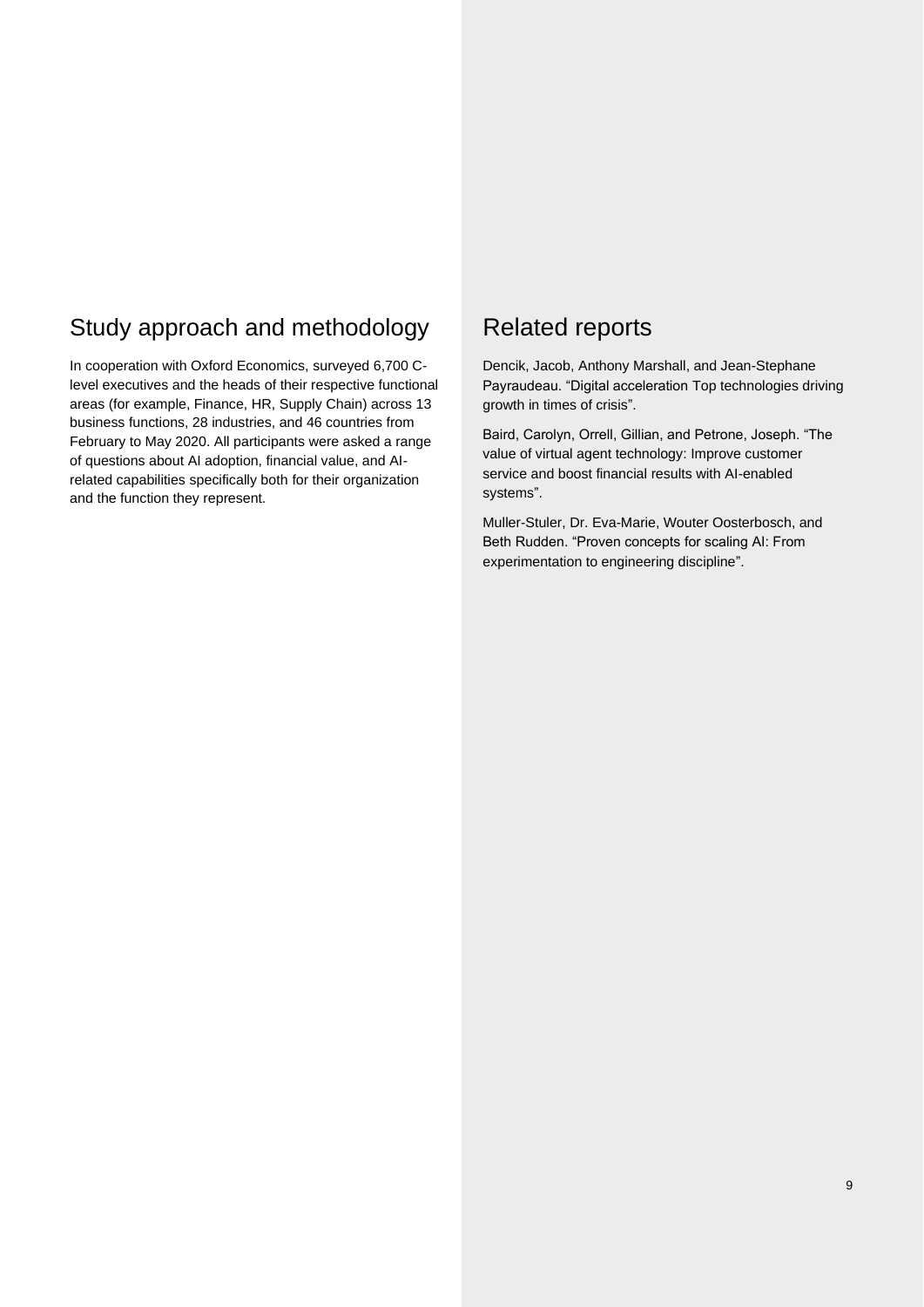## Study approach and methodology

In cooperation with Oxford Economics, surveyed 6,700 C-level executives and the heads of their respective functional areas (for example, Finance, HR, Supply Chain) across 13 business functions, 28 industries, and 46 countries from February to May 2020. All participants were asked a range of questions about AI adoption, financial value, and AI-related capabilities specifically both for their organization and the function they represent.

## Related reports

Dencik, Jacob, Anthony Marshall, and Jean-Stephane Payraudeau. "Digital acceleration Top technologies driving growth in times of crisis".

Baird, Carolyn, Orrell, Gillian, and Petrone, Joseph. "The value of virtual agent technology: Improve customer service and boost financial results with AI-enabled systems".

Muller-Stuler, Dr. Eva-Marie, Wouter Oosterbosch, and Beth Rudden. "Proven concepts for scaling AI: From experimentation to engineering discipline".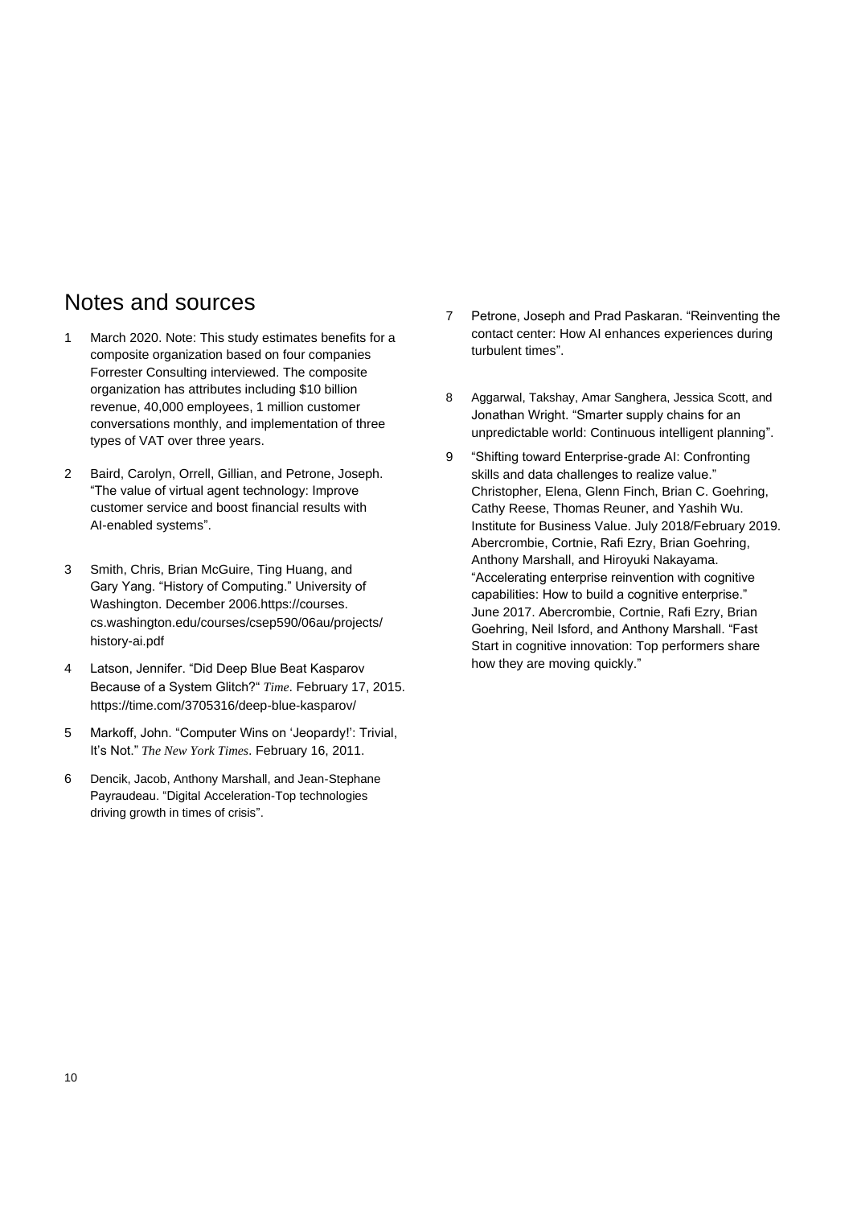## Notes and sources

1. March 2020. Note: This study estimates benefits for a composite organization based on four companies Forrester Consulting interviewed. The composite organization has attributes including $10 billion revenue, 40,000 employees, 1 million customer conversations monthly, and implementation of three types of VAT over three years.
2. Baird, Carolyn, Orrell, Gillian, and Petrone, Joseph. "The value of virtual agent technology: Improve customer service and boost financial results with AI-enabled systems".
3. Smith, Chris, Brian McGuire, Ting Huang, and Gary Yang. "History of Computing." University of Washington. December 2006.https://courses.cs.washington.edu/courses/csep590/06au/projects/history-ai.pdf
4. Latson, Jennifer. "Did Deep Blue Beat Kasparov Because of a System Glitch?" *Time*. February 17, 2015. https://time.com/3705316/deep-blue-kasparov/
5. Markoff, John. "Computer Wins on 'Jeopardy!': Trivial, It's Not." *The New York Times*. February 16, 2011.
6. Dencik, Jacob, Anthony Marshall, and Jean-Stephane Payraudeau. "Digital Acceleration-Top technologies driving growth in times of crisis".
7. Petrone, Joseph and Prad Paskaran. "Reinventing the contact center: How AI enhances experiences during turbulent times".
8. Aggarwal, Takshay, Amar Sanghera, Jessica Scott, and Jonathan Wright. "Smarter supply chains for an unpredictable world: Continuous intelligent planning".
9. "Shifting toward Enterprise-grade AI: Confronting skills and data challenges to realize value." Christopher, Elena, Glenn Finch, Brian C. Goehring, Cathy Reese, Thomas Reuner, and Yashih Wu. Institute for Business Value. July 2018/February 2019. Abercrombie, Cortnie, Rafi Ezry, Brian Goehring, Anthony Marshall, and Hiroyuki Nakayama. "Accelerating enterprise reinvention with cognitive capabilities: How to build a cognitive enterprise." June 2017. Abercrombie, Cortnie, Rafi Ezry, Brian Goehring, Neil Isford, and Anthony Marshall. "Fast Start in cognitive innovation: Top performers share how they are moving quickly."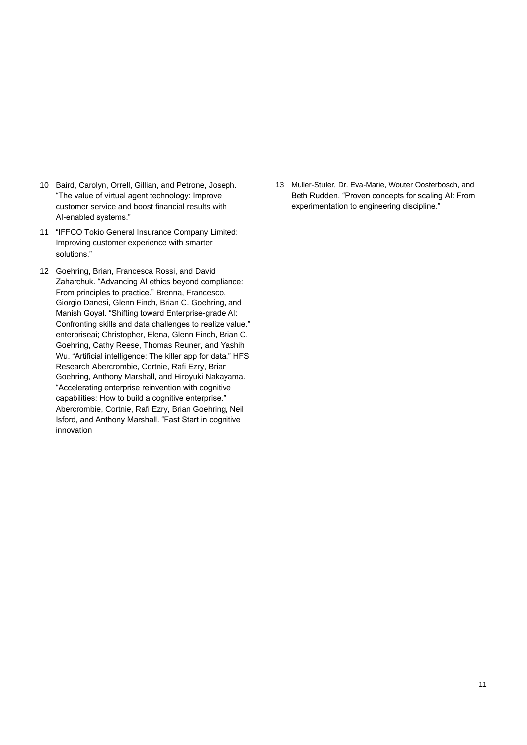10 Baird, Carolyn, Orrell, Gillian, and Petrone, Joseph. "The value of virtual agent technology: Improve customer service and boost financial results with AI-enabled systems."

11 "IFFCO Tokio General Insurance Company Limited: Improving customer experience with smarter solutions."

12 Goehring, Brian, Francesca Rossi, and David Zaharchuk. "Advancing AI ethics beyond compliance: From principles to practice." Brenna, Francesco, Giorgio Danesi, Glenn Finch, Brian C. Goehring, and Manish Goyal. "Shifting toward Enterprise-grade AI: Confronting skills and data challenges to realize value." enterpriseai; Christopher, Elena, Glenn Finch, Brian C. Goehring, Cathy Reese, Thomas Reuner, and Yashih Wu. "Artificial intelligence: The killer app for data." HFS Research Abercrombie, Cortnie, Rafi Ezry, Brian Goehring, Anthony Marshall, and Hiroyuki Nakayama. "Accelerating enterprise reinvention with cognitive capabilities: How to build a cognitive enterprise." Abercrombie, Cortnie, Rafi Ezry, Brian Goehring, Neil Isford, and Anthony Marshall. "Fast Start in cognitive innovation

13 Muller-Stuler, Dr. Eva-Marie, Wouter Oosterbosch, and Beth Rudden. "Proven concepts for scaling AI: From experimentation to engineering discipline."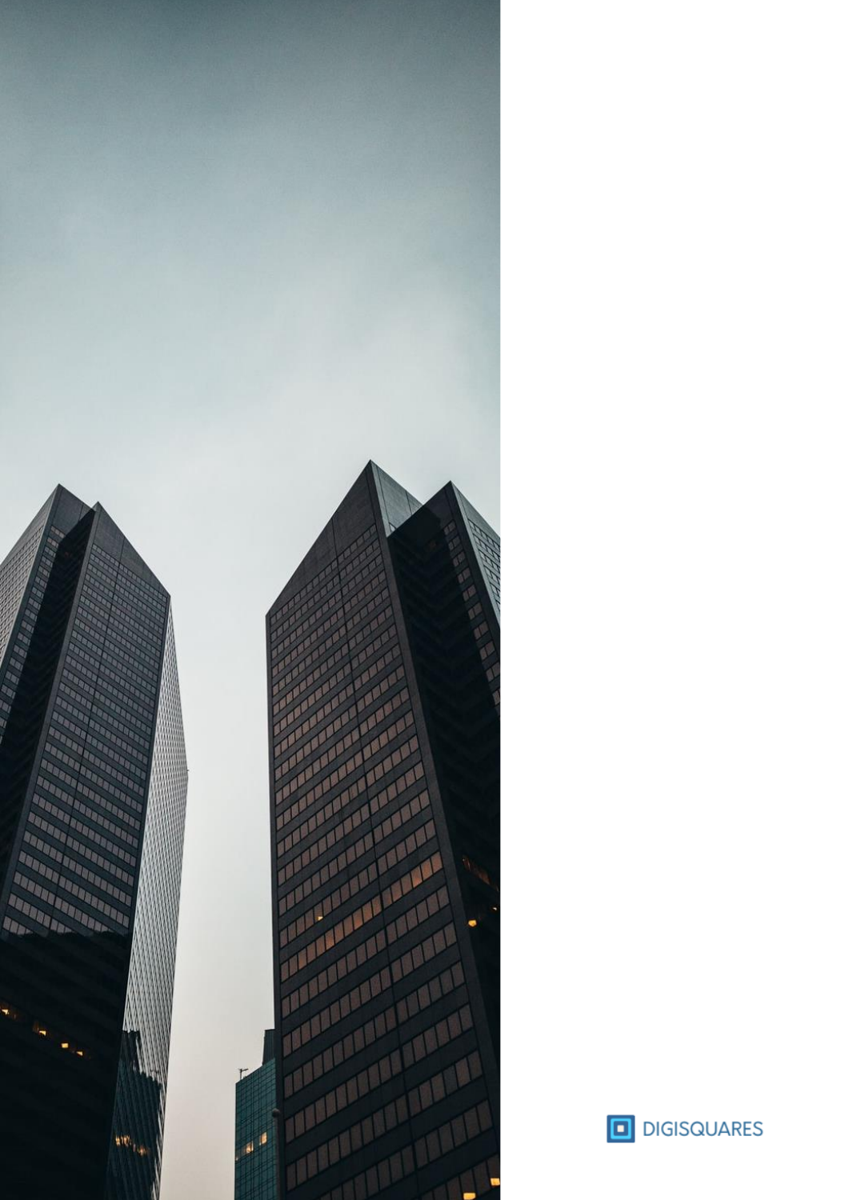DIGISQUARES